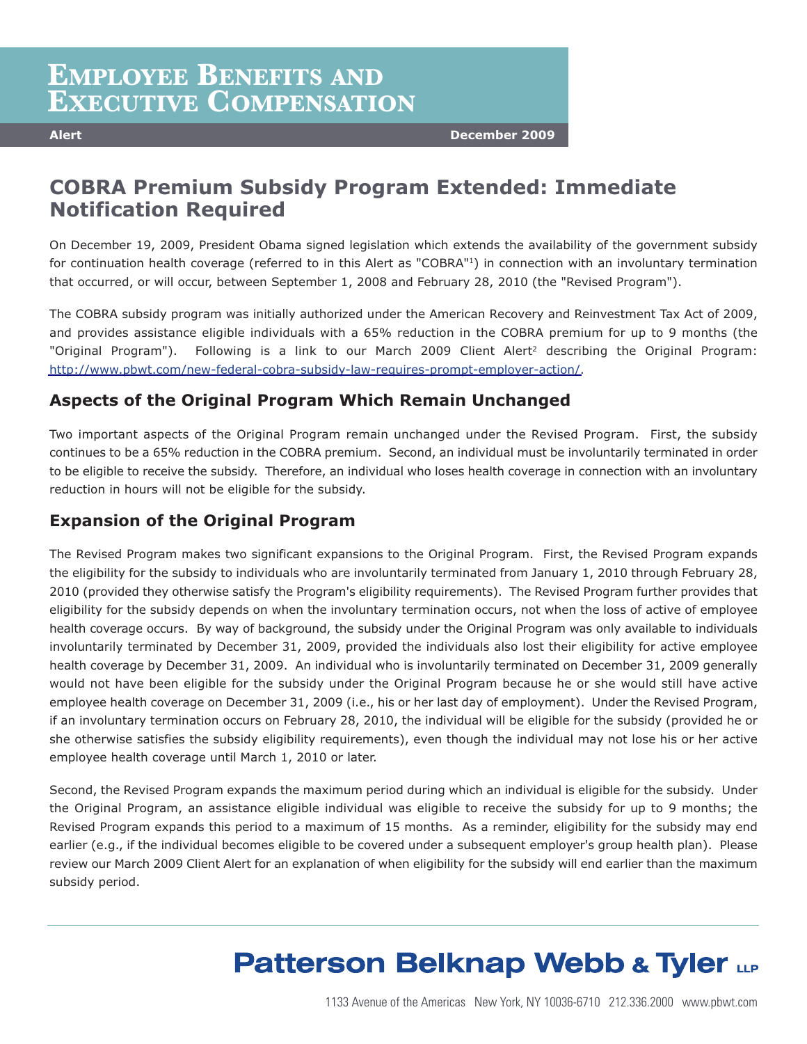# Employee Benefits and Executive Compensation

**Alert** **December 2009**

## COBRA Premium Subsidy Program Extended: Immediate Notification Required

On December 19, 2009, President Obama signed legislation which extends the availability of the government subsidy for continuation health coverage (referred to in this Alert as "COBRA"[1]) in connection with an involuntary termination that occurred, or will occur, between September 1, 2008 and February 28, 2010 (the "Revised Program").

The COBRA subsidy program was initially authorized under the American Recovery and Reinvestment Tax Act of 2009, and provides assistance eligible individuals with a 65% reduction in the COBRA premium for up to 9 months (the "Original Program"). Following is a link to our March 2009 Client Alert[2] describing the Original Program: http://www.pbwt.com/new-federal-cobra-subsidy-law-requires-prompt-employer-action/.

### Aspects of the Original Program Which Remain Unchanged

Two important aspects of the Original Program remain unchanged under the Revised Program. First, the subsidy continues to be a 65% reduction in the COBRA premium. Second, an individual must be involuntarily terminated in order to be eligible to receive the subsidy. Therefore, an individual who loses health coverage in connection with an involuntary reduction in hours will not be eligible for the subsidy.

### Expansion of the Original Program

The Revised Program makes two significant expansions to the Original Program. First, the Revised Program expands the eligibility for the subsidy to individuals who are involuntarily terminated from January 1, 2010 through February 28, 2010 (provided they otherwise satisfy the Program's eligibility requirements). The Revised Program further provides that eligibility for the subsidy depends on when the involuntary termination occurs, not when the loss of active of employee health coverage occurs. By way of background, the subsidy under the Original Program was only available to individuals involuntarily terminated by December 31, 2009, provided the individuals also lost their eligibility for active employee health coverage by December 31, 2009. An individual who is involuntarily terminated on December 31, 2009 generally would not have been eligible for the subsidy under the Original Program because he or she would still have active employee health coverage on December 31, 2009 (i.e., his or her last day of employment). Under the Revised Program, if an involuntary termination occurs on February 28, 2010, the individual will be eligible for the subsidy (provided he or she otherwise satisfies the subsidy eligibility requirements), even though the individual may not lose his or her active employee health coverage until March 1, 2010 or later.

Second, the Revised Program expands the maximum period during which an individual is eligible for the subsidy. Under the Original Program, an assistance eligible individual was eligible to receive the subsidy for up to 9 months; the Revised Program expands this period to a maximum of 15 months. As a reminder, eligibility for the subsidy may end earlier (e.g., if the individual becomes eligible to be covered under a subsequent employer's group health plan). Please review our March 2009 Client Alert for an explanation of when eligibility for the subsidy will end earlier than the maximum subsidy period.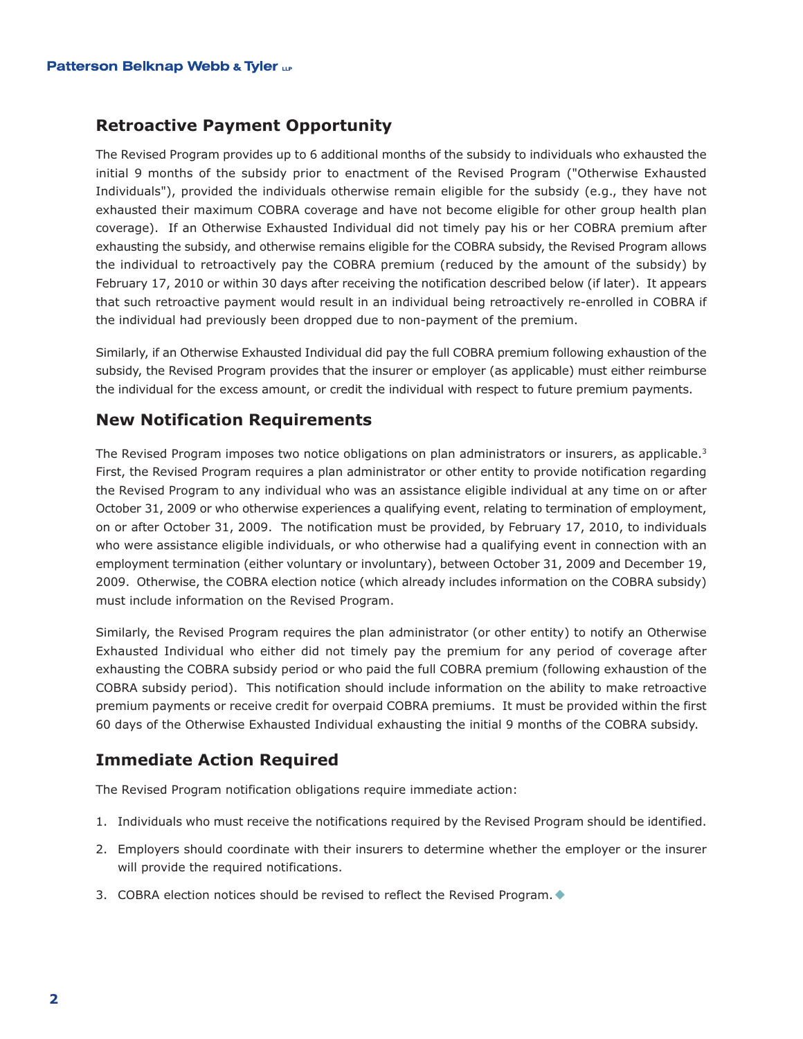## Retroactive Payment Opportunity

The Revised Program provides up to 6 additional months of the subsidy to individuals who exhausted the initial 9 months of the subsidy prior to enactment of the Revised Program ("Otherwise Exhausted Individuals"), provided the individuals otherwise remain eligible for the subsidy (e.g., they have not exhausted their maximum COBRA coverage and have not become eligible for other group health plan coverage). If an Otherwise Exhausted Individual did not timely pay his or her COBRA premium after exhausting the subsidy, and otherwise remains eligible for the COBRA subsidy, the Revised Program allows the individual to retroactively pay the COBRA premium (reduced by the amount of the subsidy) by February 17, 2010 or within 30 days after receiving the notification described below (if later). It appears that such retroactive payment would result in an individual being retroactively re-enrolled in COBRA if the individual had previously been dropped due to non-payment of the premium.

Similarly, if an Otherwise Exhausted Individual did pay the full COBRA premium following exhaustion of the subsidy, the Revised Program provides that the insurer or employer (as applicable) must either reimburse the individual for the excess amount, or credit the individual with respect to future premium payments.

## New Notification Requirements

The Revised Program imposes two notice obligations on plan administrators or insurers, as applicable.[3] First, the Revised Program requires a plan administrator or other entity to provide notification regarding the Revised Program to any individual who was an assistance eligible individual at any time on or after October 31, 2009 or who otherwise experiences a qualifying event, relating to termination of employment, on or after October 31, 2009. The notification must be provided, by February 17, 2010, to individuals who were assistance eligible individuals, or who otherwise had a qualifying event in connection with an employment termination (either voluntary or involuntary), between October 31, 2009 and December 19, 2009. Otherwise, the COBRA election notice (which already includes information on the COBRA subsidy) must include information on the Revised Program.

Similarly, the Revised Program requires the plan administrator (or other entity) to notify an Otherwise Exhausted Individual who either did not timely pay the premium for any period of coverage after exhausting the COBRA subsidy period or who paid the full COBRA premium (following exhaustion of the COBRA subsidy period). This notification should include information on the ability to make retroactive premium payments or receive credit for overpaid COBRA premiums. It must be provided within the first 60 days of the Otherwise Exhausted Individual exhausting the initial 9 months of the COBRA subsidy.

## Immediate Action Required

The Revised Program notification obligations require immediate action:

1. Individuals who must receive the notifications required by the Revised Program should be identified.
2. Employers should coordinate with their insurers to determine whether the employer or the insurer will provide the required notifications.
3. COBRA election notices should be revised to reflect the Revised Program. ◆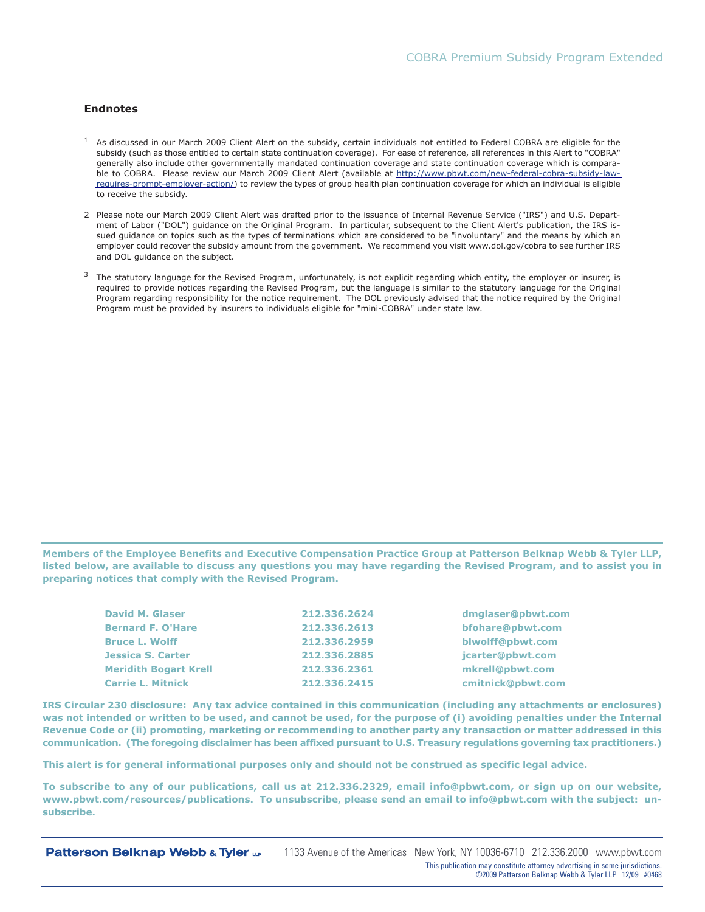## Endnotes

[1] As discussed in our March 2009 Client Alert on the subsidy, certain individuals not entitled to Federal COBRA are eligible for the subsidy (such as those entitled to certain state continuation coverage). For ease of reference, all references in this Alert to "COBRA" generally also include other governmentally mandated continuation coverage and state continuation coverage which is comparable to COBRA. Please review our March 2009 Client Alert (available at http://www.pbwt.com/new-federal-cobra-subsidy-law-requires-prompt-employer-action/) to review the types of group health plan continuation coverage for which an individual is eligible to receive the subsidy.

2 Please note our March 2009 Client Alert was drafted prior to the issuance of Internal Revenue Service ("IRS") and U.S. Department of Labor ("DOL") guidance on the Original Program. In particular, subsequent to the Client Alert's publication, the IRS issued guidance on topics such as the types of terminations which are considered to be "involuntary" and the means by which an employer could recover the subsidy amount from the government. We recommend you visit www.dol.gov/cobra to see further IRS and DOL guidance on the subject.

[3] The statutory language for the Revised Program, unfortunately, is not explicit regarding which entity, the employer or insurer, is required to provide notices regarding the Revised Program, but the language is similar to the statutory language for the Original Program regarding responsibility for the notice requirement. The DOL previously advised that the notice required by the Original Program must be provided by insurers to individuals eligible for "mini-COBRA" under state law.

**Members of the Employee Benefits and Executive Compensation Practice Group at Patterson Belknap Webb & Tyler LLP, listed below, are available to discuss any questions you may have regarding the Revised Program, and to assist you in preparing notices that comply with the Revised Program.**

| | | |
|---|---|---|
| David M. Glaser | 212.336.2624 | dmglaser@pbwt.com |
| Bernard F. O'Hare | 212.336.2613 | bfohare@pbwt.com |
| Bruce L. Wolff | 212.336.2959 | blwolff@pbwt.com |
| Jessica S. Carter | 212.336.2885 | jcarter@pbwt.com |
| Meridith Bogart Krell | 212.336.2361 | mkrell@pbwt.com |
| Carrie L. Mitnick | 212.336.2415 | cmitnick@pbwt.com |

**IRS Circular 230 disclosure: Any tax advice contained in this communication (including any attachments or enclosures) was not intended or written to be used, and cannot be used, for the purpose of (i) avoiding penalties under the Internal Revenue Code or (ii) promoting, marketing or recommending to another party any transaction or matter addressed in this communication. (The foregoing disclaimer has been affixed pursuant to U.S. Treasury regulations governing tax practitioners.)**

**This alert is for general informational purposes only and should not be construed as specific legal advice.**

**To subscribe to any of our publications, call us at 212.336.2329, email info@pbwt.com, or sign up on our website, www.pbwt.com/resources/publications. To unsubscribe, please send an email to info@pbwt.com with the subject: unsubscribe.**

**Patterson Belknap Webb & Tyler LLP** 1133 Avenue of the Americas New York, NY 10036-6710 212.336.2000 www.pbwt.com

This publication may constitute attorney advertising in some jurisdictions.
©2009 Patterson Belknap Webb & Tyler LLP 12/09 #0468